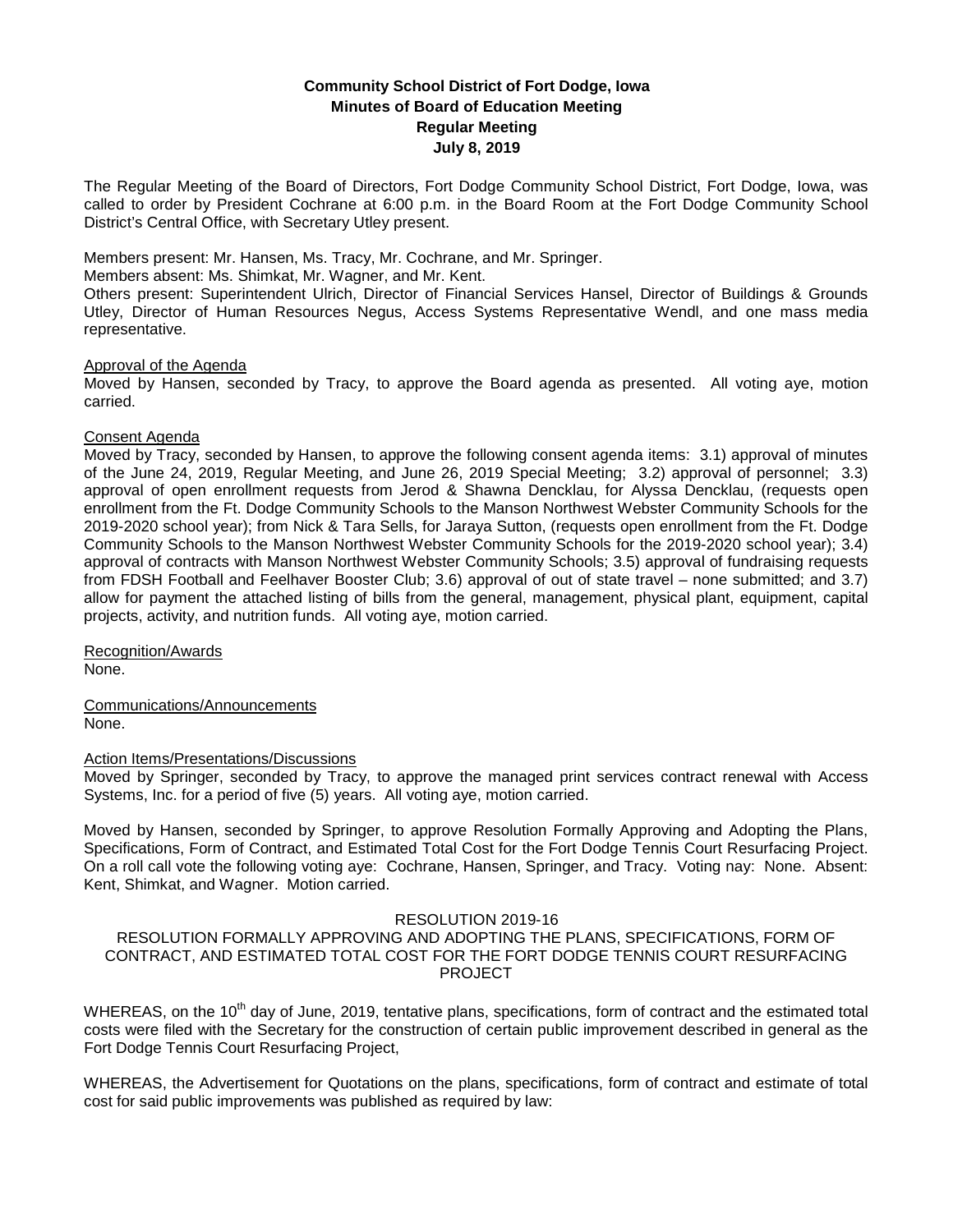**Community School District of Fort Dodge, Iowa**
**Minutes of Board of Education Meeting**
**Regular Meeting**
**July 8, 2019**

The Regular Meeting of the Board of Directors, Fort Dodge Community School District, Fort Dodge, Iowa, was called to order by President Cochrane at 6:00 p.m. in the Board Room at the Fort Dodge Community School District's Central Office, with Secretary Utley present.

Members present: Mr. Hansen, Ms. Tracy, Mr. Cochrane, and Mr. Springer.
Members absent: Ms. Shimkat, Mr. Wagner, and Mr. Kent.
Others present: Superintendent Ulrich, Director of Financial Services Hansel, Director of Buildings & Grounds Utley, Director of Human Resources Negus, Access Systems Representative Wendl, and one mass media representative.

Approval of the Agenda
Moved by Hansen, seconded by Tracy, to approve the Board agenda as presented. All voting aye, motion carried.

Consent Agenda
Moved by Tracy, seconded by Hansen, to approve the following consent agenda items: 3.1) approval of minutes of the June 24, 2019, Regular Meeting, and June 26, 2019 Special Meeting; 3.2) approval of personnel; 3.3) approval of open enrollment requests from Jerod & Shawna Dencklau, for Alyssa Dencklau, (requests open enrollment from the Ft. Dodge Community Schools to the Manson Northwest Webster Community Schools for the 2019-2020 school year); from Nick & Tara Sells, for Jaraya Sutton, (requests open enrollment from the Ft. Dodge Community Schools to the Manson Northwest Webster Community Schools for the 2019-2020 school year); 3.4) approval of contracts with Manson Northwest Webster Community Schools; 3.5) approval of fundraising requests from FDSH Football and Feelhaver Booster Club; 3.6) approval of out of state travel – none submitted; and 3.7) allow for payment the attached listing of bills from the general, management, physical plant, equipment, capital projects, activity, and nutrition funds. All voting aye, motion carried.

Recognition/Awards
None.

Communications/Announcements
None.

Action Items/Presentations/Discussions
Moved by Springer, seconded by Tracy, to approve the managed print services contract renewal with Access Systems, Inc. for a period of five (5) years. All voting aye, motion carried.

Moved by Hansen, seconded by Springer, to approve Resolution Formally Approving and Adopting the Plans, Specifications, Form of Contract, and Estimated Total Cost for the Fort Dodge Tennis Court Resurfacing Project. On a roll call vote the following voting aye: Cochrane, Hansen, Springer, and Tracy. Voting nay: None. Absent: Kent, Shimkat, and Wagner. Motion carried.

RESOLUTION 2019-16
RESOLUTION FORMALLY APPROVING AND ADOPTING THE PLANS, SPECIFICATIONS, FORM OF CONTRACT, AND ESTIMATED TOTAL COST FOR THE FORT DODGE TENNIS COURT RESURFACING PROJECT

WHEREAS, on the 10th day of June, 2019, tentative plans, specifications, form of contract and the estimated total costs were filed with the Secretary for the construction of certain public improvement described in general as the Fort Dodge Tennis Court Resurfacing Project,

WHEREAS, the Advertisement for Quotations on the plans, specifications, form of contract and estimate of total cost for said public improvements was published as required by law: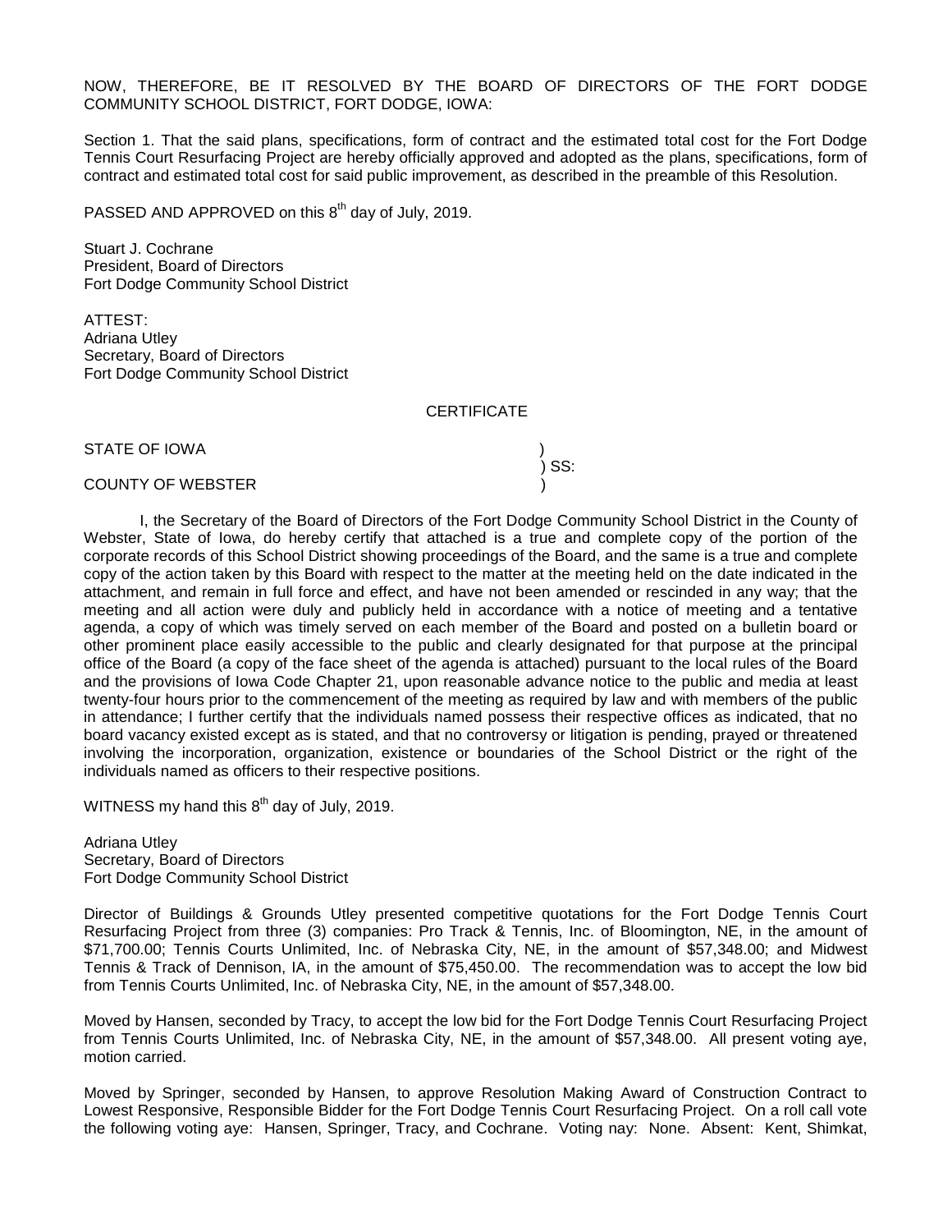NOW, THEREFORE, BE IT RESOLVED BY THE BOARD OF DIRECTORS OF THE FORT DODGE COMMUNITY SCHOOL DISTRICT, FORT DODGE, IOWA:

Section 1. That the said plans, specifications, form of contract and the estimated total cost for the Fort Dodge Tennis Court Resurfacing Project are hereby officially approved and adopted as the plans, specifications, form of contract and estimated total cost for said public improvement, as described in the preamble of this Resolution.

PASSED AND APPROVED on this 8th day of July, 2019.

Stuart J. Cochrane
President, Board of Directors
Fort Dodge Community School District

ATTEST:
Adriana Utley
Secretary, Board of Directors
Fort Dodge Community School District

CERTIFICATE

STATE OF IOWA )
) SS:
COUNTY OF WEBSTER )

I, the Secretary of the Board of Directors of the Fort Dodge Community School District in the County of Webster, State of Iowa, do hereby certify that attached is a true and complete copy of the portion of the corporate records of this School District showing proceedings of the Board, and the same is a true and complete copy of the action taken by this Board with respect to the matter at the meeting held on the date indicated in the attachment, and remain in full force and effect, and have not been amended or rescinded in any way; that the meeting and all action were duly and publicly held in accordance with a notice of meeting and a tentative agenda, a copy of which was timely served on each member of the Board and posted on a bulletin board or other prominent place easily accessible to the public and clearly designated for that purpose at the principal office of the Board (a copy of the face sheet of the agenda is attached) pursuant to the local rules of the Board and the provisions of Iowa Code Chapter 21, upon reasonable advance notice to the public and media at least twenty-four hours prior to the commencement of the meeting as required by law and with members of the public in attendance; I further certify that the individuals named possess their respective offices as indicated, that no board vacancy existed except as is stated, and that no controversy or litigation is pending, prayed or threatened involving the incorporation, organization, existence or boundaries of the School District or the right of the individuals named as officers to their respective positions.

WITNESS my hand this 8th day of July, 2019.

Adriana Utley
Secretary, Board of Directors
Fort Dodge Community School District

Director of Buildings & Grounds Utley presented competitive quotations for the Fort Dodge Tennis Court Resurfacing Project from three (3) companies: Pro Track & Tennis, Inc. of Bloomington, NE, in the amount of $71,700.00; Tennis Courts Unlimited, Inc. of Nebraska City, NE, in the amount of $57,348.00; and Midwest Tennis & Track of Dennison, IA, in the amount of $75,450.00. The recommendation was to accept the low bid from Tennis Courts Unlimited, Inc. of Nebraska City, NE, in the amount of $57,348.00.

Moved by Hansen, seconded by Tracy, to accept the low bid for the Fort Dodge Tennis Court Resurfacing Project from Tennis Courts Unlimited, Inc. of Nebraska City, NE, in the amount of $57,348.00. All present voting aye, motion carried.

Moved by Springer, seconded by Hansen, to approve Resolution Making Award of Construction Contract to Lowest Responsive, Responsible Bidder for the Fort Dodge Tennis Court Resurfacing Project. On a roll call vote the following voting aye: Hansen, Springer, Tracy, and Cochrane. Voting nay: None. Absent: Kent, Shimkat,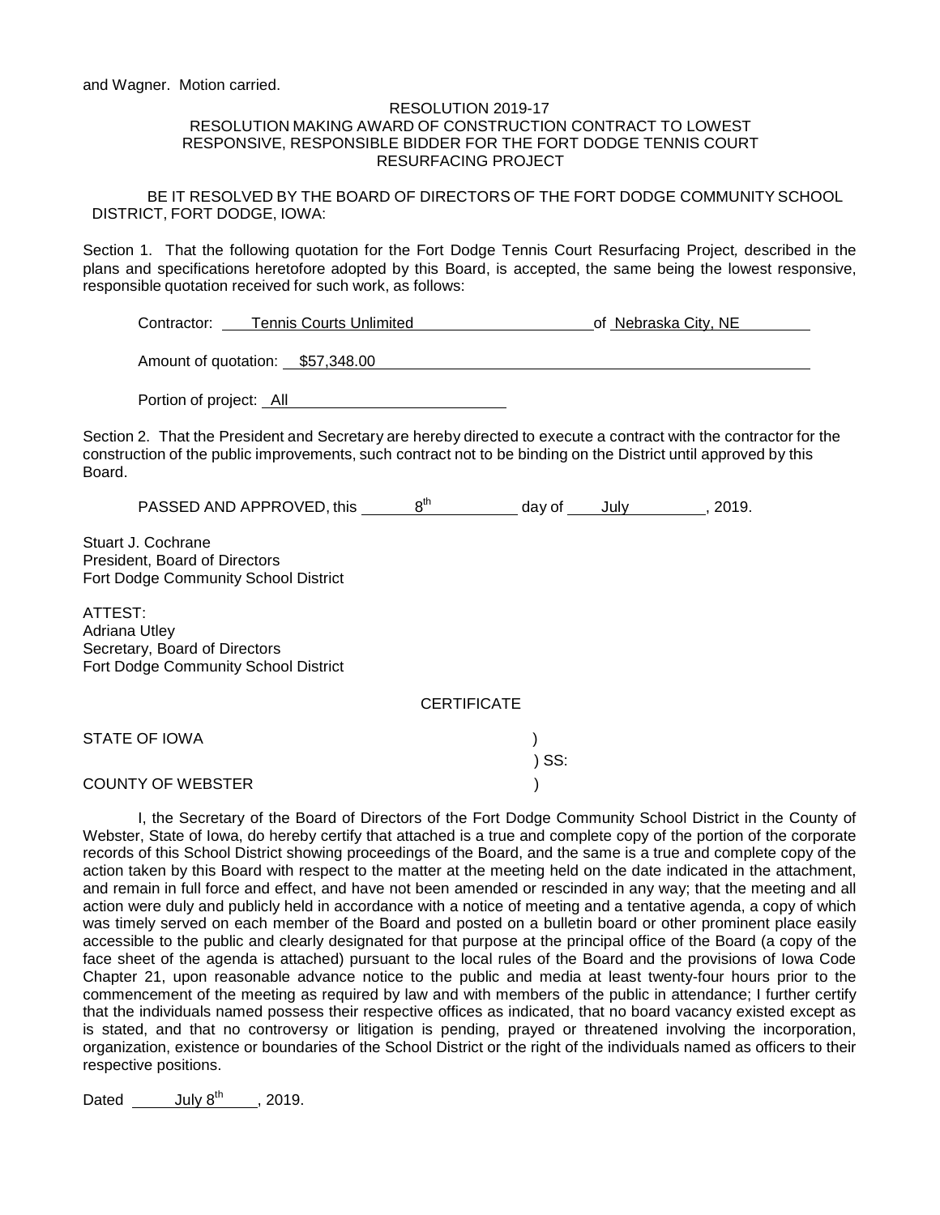and Wagner. Motion carried.

RESOLUTION 2019-17
RESOLUTION MAKING AWARD OF CONSTRUCTION CONTRACT TO LOWEST RESPONSIVE, RESPONSIBLE BIDDER FOR THE FORT DODGE TENNIS COURT RESURFACING PROJECT

BE IT RESOLVED BY THE BOARD OF DIRECTORS OF THE FORT DODGE COMMUNITY SCHOOL DISTRICT, FORT DODGE, IOWA:

Section 1. That the following quotation for the Fort Dodge Tennis Court Resurfacing Project, described in the plans and specifications heretofore adopted by this Board, is accepted, the same being the lowest responsive, responsible quotation received for such work, as follows:

Contractor: Tennis Courts Unlimited of Nebraska City, NE

Amount of quotation: $57,348.00

Portion of project: All

Section 2. That the President and Secretary are hereby directed to execute a contract with the contractor for the construction of the public improvements, such contract not to be binding on the District until approved by this Board.

PASSED AND APPROVED, this 8th day of July, 2019.

Stuart J. Cochrane
President, Board of Directors
Fort Dodge Community School District

ATTEST:
Adriana Utley
Secretary, Board of Directors
Fort Dodge Community School District

CERTIFICATE

STATE OF IOWA )
) SS:
COUNTY OF WEBSTER )

I, the Secretary of the Board of Directors of the Fort Dodge Community School District in the County of Webster, State of Iowa, do hereby certify that attached is a true and complete copy of the portion of the corporate records of this School District showing proceedings of the Board, and the same is a true and complete copy of the action taken by this Board with respect to the matter at the meeting held on the date indicated in the attachment, and remain in full force and effect, and have not been amended or rescinded in any way; that the meeting and all action were duly and publicly held in accordance with a notice of meeting and a tentative agenda, a copy of which was timely served on each member of the Board and posted on a bulletin board or other prominent place easily accessible to the public and clearly designated for that purpose at the principal office of the Board (a copy of the face sheet of the agenda is attached) pursuant to the local rules of the Board and the provisions of Iowa Code Chapter 21, upon reasonable advance notice to the public and media at least twenty-four hours prior to the commencement of the meeting as required by law and with members of the public in attendance; I further certify that the individuals named possess their respective offices as indicated, that no board vacancy existed except as is stated, and that no controversy or litigation is pending, prayed or threatened involving the incorporation, organization, existence or boundaries of the School District or the right of the individuals named as officers to their respective positions.

Dated July 8th, 2019.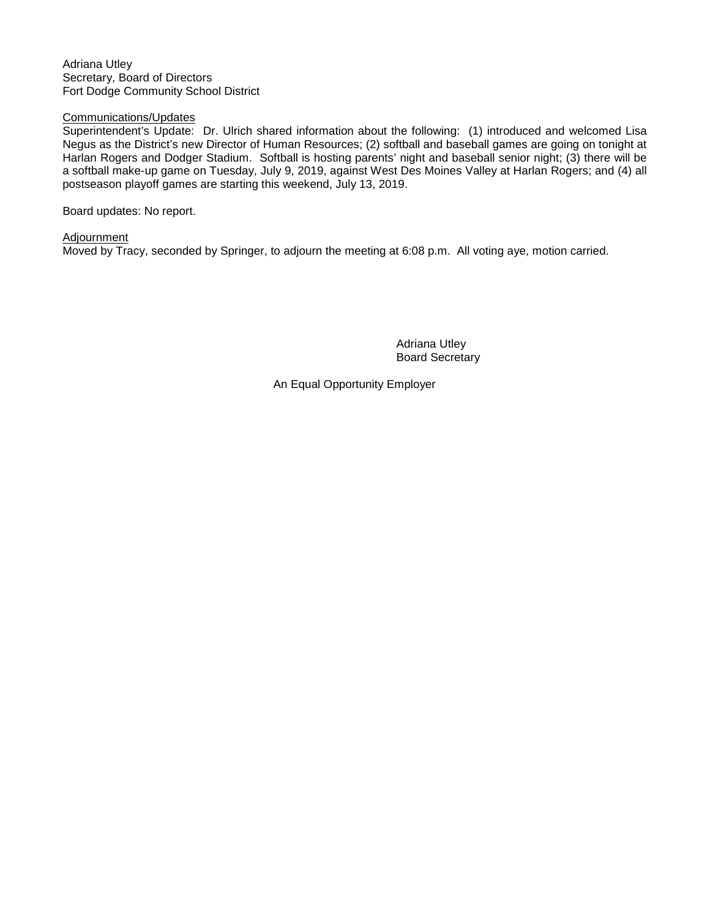Adriana Utley
Secretary, Board of Directors
Fort Dodge Community School District

Communications/Updates

Superintendent's Update: Dr. Ulrich shared information about the following: (1) introduced and welcomed Lisa Negus as the District's new Director of Human Resources; (2) softball and baseball games are going on tonight at Harlan Rogers and Dodger Stadium. Softball is hosting parents' night and baseball senior night; (3) there will be a softball make-up game on Tuesday, July 9, 2019, against West Des Moines Valley at Harlan Rogers; and (4) all postseason playoff games are starting this weekend, July 13, 2019.

Board updates: No report.

Adjournment

Moved by Tracy, seconded by Springer, to adjourn the meeting at 6:08 p.m. All voting aye, motion carried.

Adriana Utley
Board Secretary

An Equal Opportunity Employer